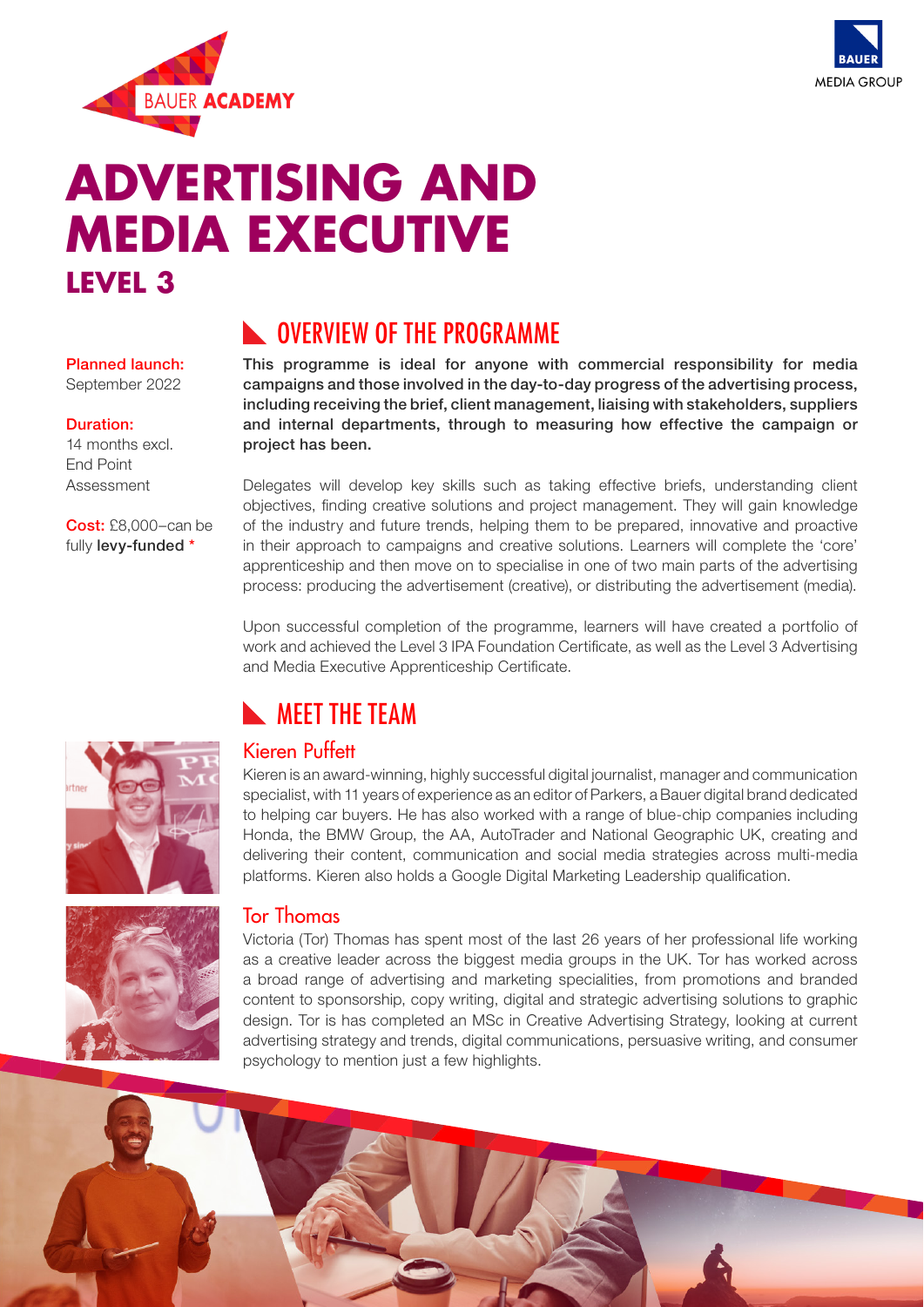BAUER ACADEMY

BAUER MEDIA GROUP

# ADVERTISING AND MEDIA EXECUTIVE

## LEVEL 3

**Planned launch:**
September 2022

**Duration:**
14 months excl. End Point Assessment

**Cost:** £8,000–can be fully **levy-funded** *

## OVERVIEW OF THE PROGRAMME

**This programme is ideal for anyone with commercial responsibility for media campaigns and those involved in the day-to-day progress of the advertising process, including receiving the brief, client management, liaising with stakeholders, suppliers and internal departments, through to measuring how effective the campaign or project has been.**

Delegates will develop key skills such as taking effective briefs, understanding client objectives, finding creative solutions and project management. They will gain knowledge of the industry and future trends, helping them to be prepared, innovative and proactive in their approach to campaigns and creative solutions. Learners will complete the 'core' apprenticeship and then move on to specialise in one of two main parts of the advertising process: producing the advertisement (creative), or distributing the advertisement (media).

Upon successful completion of the programme, learners will have created a portfolio of work and achieved the Level 3 IPA Foundation Certificate, as well as the Level 3 Advertising and Media Executive Apprenticeship Certificate.

## MEET THE TEAM

### Kieren Puffett

Kieren is an award-winning, highly successful digital journalist, manager and communication specialist, with 11 years of experience as an editor of Parkers, a Bauer digital brand dedicated to helping car buyers. He has also worked with a range of blue-chip companies including Honda, the BMW Group, the AA, AutoTrader and National Geographic UK, creating and delivering their content, communication and social media strategies across multi-media platforms. Kieren also holds a Google Digital Marketing Leadership qualification.

### Tor Thomas

Victoria (Tor) Thomas has spent most of the last 26 years of her professional life working as a creative leader across the biggest media groups in the UK. Tor has worked across a broad range of advertising and marketing specialities, from promotions and branded content to sponsorship, copy writing, digital and strategic advertising solutions to graphic design. Tor is has completed an MSc in Creative Advertising Strategy, looking at current advertising strategy and trends, digital communications, persuasive writing, and consumer psychology to mention just a few highlights.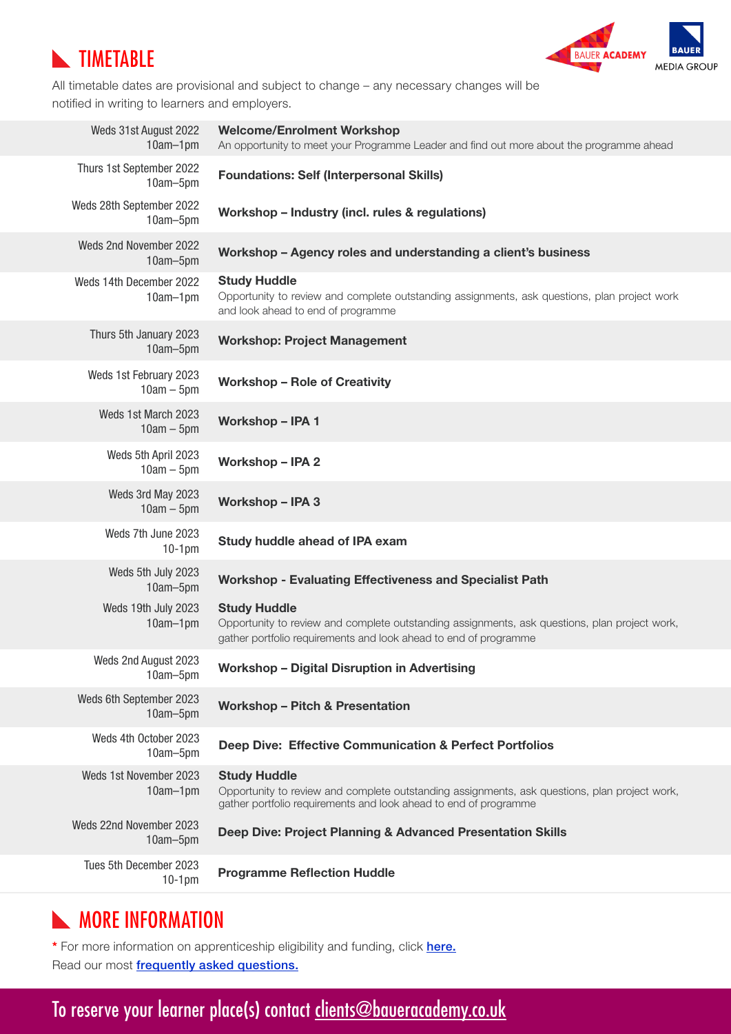## TIMETABLE

All timetable dates are provisional and subject to change – any necessary changes will be notified in writing to learners and employers.

| | |
|---|---|
| Weds 31st August 2022 10am–1pm | **Welcome/Enrolment Workshop** An opportunity to meet your Programme Leader and find out more about the programme ahead |
| Thurs 1st September 2022 10am–5pm | **Foundations: Self (Interpersonal Skills)** |
| Weds 28th September 2022 10am–5pm | **Workshop – Industry (incl. rules & regulations)** |
| Weds 2nd November 2022 10am–5pm | **Workshop – Agency roles and understanding a client's business** |
| Weds 14th December 2022 10am–1pm | **Study Huddle** Opportunity to review and complete outstanding assignments, ask questions, plan project work and look ahead to end of programme |
| Thurs 5th January 2023 10am–5pm | **Workshop: Project Management** |
| Weds 1st February 2023 10am – 5pm | **Workshop – Role of Creativity** |
| Weds 1st March 2023 10am – 5pm | **Workshop – IPA 1** |
| Weds 5th April 2023 10am – 5pm | **Workshop – IPA 2** |
| Weds 3rd May 2023 10am – 5pm | **Workshop – IPA 3** |
| Weds 7th June 2023 10-1pm | **Study huddle ahead of IPA exam** |
| Weds 5th July 2023 10am–5pm | **Workshop - Evaluating Effectiveness and Specialist Path** |
| Weds 19th July 2023 10am–1pm | **Study Huddle** Opportunity to review and complete outstanding assignments, ask questions, plan project work, gather portfolio requirements and look ahead to end of programme |
| Weds 2nd August 2023 10am–5pm | **Workshop – Digital Disruption in Advertising** |
| Weds 6th September 2023 10am–5pm | **Workshop – Pitch & Presentation** |
| Weds 4th October 2023 10am–5pm | **Deep Dive: Effective Communication & Perfect Portfolios** |
| Weds 1st November 2023 10am–1pm | **Study Huddle** Opportunity to review and complete outstanding assignments, ask questions, plan project work, gather portfolio requirements and look ahead to end of programme |
| Weds 22nd November 2023 10am–5pm | **Deep Dive: Project Planning & Advanced Presentation Skills** |
| Tues 5th December 2023 10-1pm | **Programme Reflection Huddle** |

## MORE INFORMATION

* For more information on apprenticeship eligibility and funding, click **here.**

Read our most **frequently asked questions.**

To reserve your learner place(s) contact clients@baueracademy.co.uk